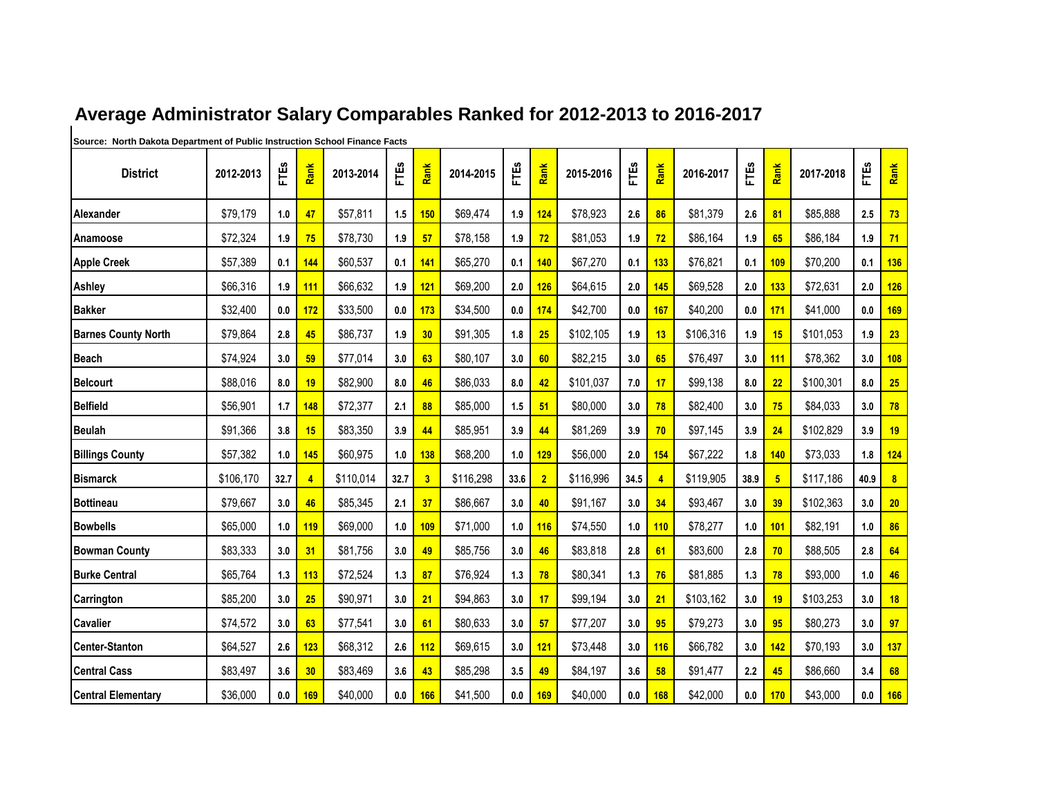# Average Administrator Salary Comparables Ranked for 2012-2013 to 2016-2017

**Source: North Dakota Department of Public Instruction School Finance Facts**

| District | 2012-2013 | FTEs | Rank | 2013-2014 | FTEs | Rank | 2014-2015 | FTEs | Rank | 2015-2016 | FTEs | Rank | 2016-2017 | FTEs | Rank | 2017-2018 | FTEs | Rank |
|---|---|---|---|---|---|---|---|---|---|---|---|---|---|---|---|---|---|---|
| Alexander | $79,179 | 1.0 | 47 | $57,811 | 1.5 | 150 | $69,474 | 1.9 | 124 | $78,923 | 2.6 | 86 | $81,379 | 2.6 | 81 | $85,888 | 2.5 | 73 |
| Anamoose | $72,324 | 1.9 | 75 | $78,730 | 1.9 | 57 | $78,158 | 1.9 | 72 | $81,053 | 1.9 | 72 | $86,164 | 1.9 | 65 | $86,184 | 1.9 | 71 |
| Apple Creek | $57,389 | 0.1 | 144 | $60,537 | 0.1 | 141 | $65,270 | 0.1 | 140 | $67,270 | 0.1 | 133 | $76,821 | 0.1 | 109 | $70,200 | 0.1 | 136 |
| Ashley | $66,316 | 1.9 | 111 | $66,632 | 1.9 | 121 | $69,200 | 2.0 | 126 | $64,615 | 2.0 | 145 | $69,528 | 2.0 | 133 | $72,631 | 2.0 | 126 |
| Bakker | $32,400 | 0.0 | 172 | $33,500 | 0.0 | 173 | $34,500 | 0.0 | 174 | $42,700 | 0.0 | 167 | $40,200 | 0.0 | 171 | $41,000 | 0.0 | 169 |
| Barnes County North | $79,864 | 2.8 | 45 | $86,737 | 1.9 | 30 | $91,305 | 1.8 | 25 | $102,105 | 1.9 | 13 | $106,316 | 1.9 | 15 | $101,053 | 1.9 | 23 |
| Beach | $74,924 | 3.0 | 59 | $77,014 | 3.0 | 63 | $80,107 | 3.0 | 60 | $82,215 | 3.0 | 65 | $76,497 | 3.0 | 111 | $78,362 | 3.0 | 108 |
| Belcourt | $88,016 | 8.0 | 19 | $82,900 | 8.0 | 46 | $86,033 | 8.0 | 42 | $101,037 | 7.0 | 17 | $99,138 | 8.0 | 22 | $100,301 | 8.0 | 25 |
| Belfield | $56,901 | 1.7 | 148 | $72,377 | 2.1 | 88 | $85,000 | 1.5 | 51 | $80,000 | 3.0 | 78 | $82,400 | 3.0 | 75 | $84,033 | 3.0 | 78 |
| Beulah | $91,366 | 3.8 | 15 | $83,350 | 3.9 | 44 | $85,951 | 3.9 | 44 | $81,269 | 3.9 | 70 | $97,145 | 3.9 | 24 | $102,829 | 3.9 | 19 |
| Billings County | $57,382 | 1.0 | 145 | $60,975 | 1.0 | 138 | $68,200 | 1.0 | 129 | $56,000 | 2.0 | 154 | $67,222 | 1.8 | 140 | $73,033 | 1.8 | 124 |
| Bismarck | $106,170 | 32.7 | 4 | $110,014 | 32.7 | 3 | $116,298 | 33.6 | 2 | $116,996 | 34.5 | 4 | $119,905 | 38.9 | 5 | $117,186 | 40.9 | 8 |
| Bottineau | $79,667 | 3.0 | 46 | $85,345 | 2.1 | 37 | $86,667 | 3.0 | 40 | $91,167 | 3.0 | 34 | $93,467 | 3.0 | 39 | $102,363 | 3.0 | 20 |
| Bowbells | $65,000 | 1.0 | 119 | $69,000 | 1.0 | 109 | $71,000 | 1.0 | 116 | $74,550 | 1.0 | 110 | $78,277 | 1.0 | 101 | $82,191 | 1.0 | 86 |
| Bowman County | $83,333 | 3.0 | 31 | $81,756 | 3.0 | 49 | $85,756 | 3.0 | 46 | $83,818 | 2.8 | 61 | $83,600 | 2.8 | 70 | $88,505 | 2.8 | 64 |
| Burke Central | $65,764 | 1.3 | 113 | $72,524 | 1.3 | 87 | $76,924 | 1.3 | 78 | $80,341 | 1.3 | 76 | $81,885 | 1.3 | 78 | $93,000 | 1.0 | 46 |
| Carrington | $85,200 | 3.0 | 25 | $90,971 | 3.0 | 21 | $94,863 | 3.0 | 17 | $99,194 | 3.0 | 21 | $103,162 | 3.0 | 19 | $103,253 | 3.0 | 18 |
| Cavalier | $74,572 | 3.0 | 63 | $77,541 | 3.0 | 61 | $80,633 | 3.0 | 57 | $77,207 | 3.0 | 95 | $79,273 | 3.0 | 95 | $80,273 | 3.0 | 97 |
| Center-Stanton | $64,527 | 2.6 | 123 | $68,312 | 2.6 | 112 | $69,615 | 3.0 | 121 | $73,448 | 3.0 | 116 | $66,782 | 3.0 | 142 | $70,193 | 3.0 | 137 |
| Central Cass | $83,497 | 3.6 | 30 | $83,469 | 3.6 | 43 | $85,298 | 3.5 | 49 | $84,197 | 3.6 | 58 | $91,477 | 2.2 | 45 | $86,660 | 3.4 | 68 |
| Central Elementary | $36,000 | 0.0 | 169 | $40,000 | 0.0 | 166 | $41,500 | 0.0 | 169 | $40,000 | 0.0 | 168 | $42,000 | 0.0 | 170 | $43,000 | 0.0 | 166 |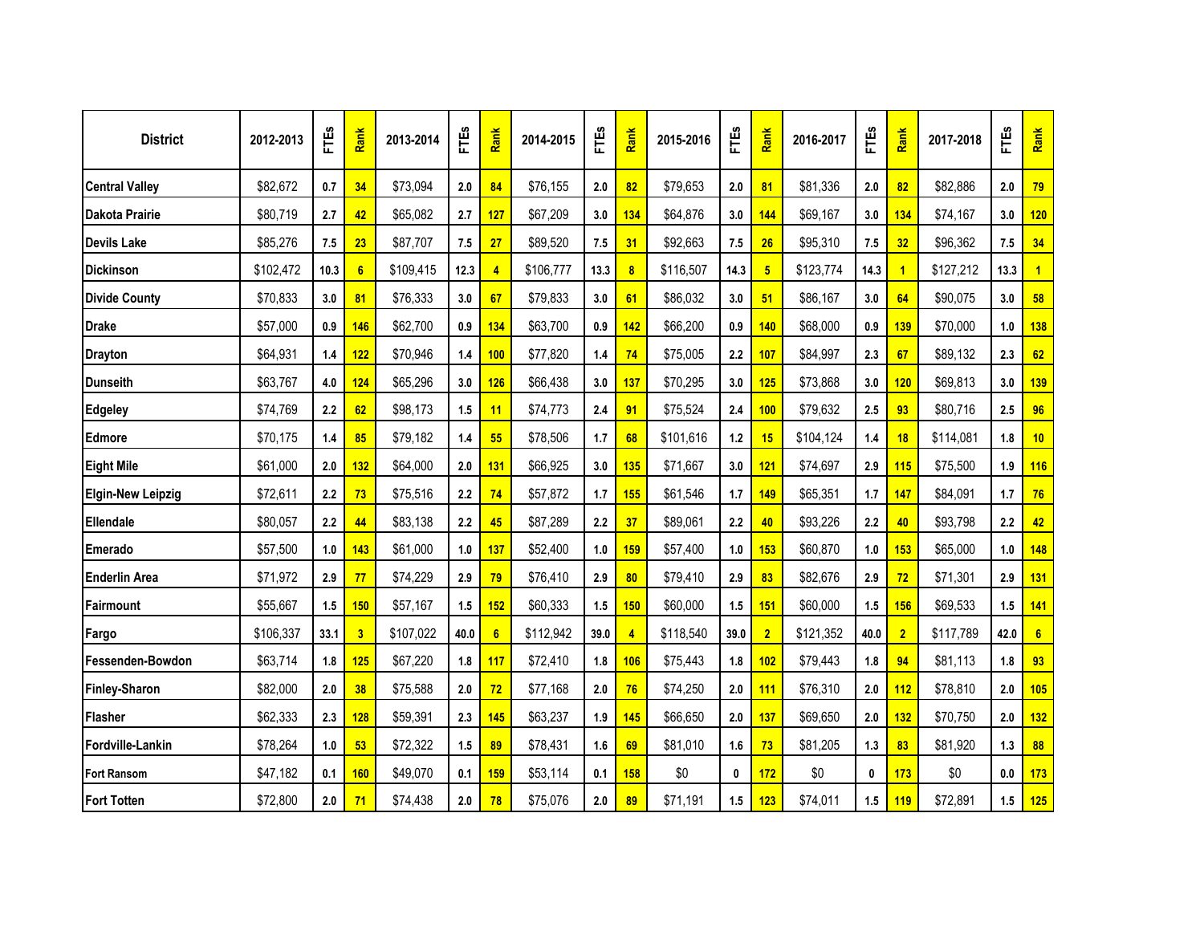| District | 2012-2013 | FTEs | Rank | 2013-2014 | FTEs | Rank | 2014-2015 | FTEs | Rank | 2015-2016 | FTEs | Rank | 2016-2017 | FTEs | Rank | 2017-2018 | FTEs | Rank |
|---|---|---|---|---|---|---|---|---|---|---|---|---|---|---|---|---|---|---|
| Central Valley | $82,672 | 0.7 | 34 | $73,094 | 2.0 | 84 | $76,155 | 2.0 | 82 | $79,653 | 2.0 | 81 | $81,336 | 2.0 | 82 | $82,886 | 2.0 | 79 |
| Dakota Prairie | $80,719 | 2.7 | 42 | $65,082 | 2.7 | 127 | $67,209 | 3.0 | 134 | $64,876 | 3.0 | 144 | $69,167 | 3.0 | 134 | $74,167 | 3.0 | 120 |
| Devils Lake | $85,276 | 7.5 | 23 | $87,707 | 7.5 | 27 | $89,520 | 7.5 | 31 | $92,663 | 7.5 | 26 | $95,310 | 7.5 | 32 | $96,362 | 7.5 | 34 |
| Dickinson | $102,472 | 10.3 | 6 | $109,415 | 12.3 | 4 | $106,777 | 13.3 | 8 | $116,507 | 14.3 | 5 | $123,774 | 14.3 | 1 | $127,212 | 13.3 | 1 |
| Divide County | $70,833 | 3.0 | 81 | $76,333 | 3.0 | 67 | $79,833 | 3.0 | 61 | $86,032 | 3.0 | 51 | $86,167 | 3.0 | 64 | $90,075 | 3.0 | 58 |
| Drake | $57,000 | 0.9 | 146 | $62,700 | 0.9 | 134 | $63,700 | 0.9 | 142 | $66,200 | 0.9 | 140 | $68,000 | 0.9 | 139 | $70,000 | 1.0 | 138 |
| Drayton | $64,931 | 1.4 | 122 | $70,946 | 1.4 | 100 | $77,820 | 1.4 | 74 | $75,005 | 2.2 | 107 | $84,997 | 2.3 | 67 | $89,132 | 2.3 | 62 |
| Dunseith | $63,767 | 4.0 | 124 | $65,296 | 3.0 | 126 | $66,438 | 3.0 | 137 | $70,295 | 3.0 | 125 | $73,868 | 3.0 | 120 | $69,813 | 3.0 | 139 |
| Edgeley | $74,769 | 2.2 | 62 | $98,173 | 1.5 | 11 | $74,773 | 2.4 | 91 | $75,524 | 2.4 | 100 | $79,632 | 2.5 | 93 | $80,716 | 2.5 | 96 |
| Edmore | $70,175 | 1.4 | 85 | $79,182 | 1.4 | 55 | $78,506 | 1.7 | 68 | $101,616 | 1.2 | 15 | $104,124 | 1.4 | 18 | $114,081 | 1.8 | 10 |
| Eight Mile | $61,000 | 2.0 | 132 | $64,000 | 2.0 | 131 | $66,925 | 3.0 | 135 | $71,667 | 3.0 | 121 | $74,697 | 2.9 | 115 | $75,500 | 1.9 | 116 |
| Elgin-New Leipzig | $72,611 | 2.2 | 73 | $75,516 | 2.2 | 74 | $57,872 | 1.7 | 155 | $61,546 | 1.7 | 149 | $65,351 | 1.7 | 147 | $84,091 | 1.7 | 76 |
| Ellendale | $80,057 | 2.2 | 44 | $83,138 | 2.2 | 45 | $87,289 | 2.2 | 37 | $89,061 | 2.2 | 40 | $93,226 | 2.2 | 40 | $93,798 | 2.2 | 42 |
| Emerado | $57,500 | 1.0 | 143 | $61,000 | 1.0 | 137 | $52,400 | 1.0 | 159 | $57,400 | 1.0 | 153 | $60,870 | 1.0 | 153 | $65,000 | 1.0 | 148 |
| Enderlin Area | $71,972 | 2.9 | 77 | $74,229 | 2.9 | 79 | $76,410 | 2.9 | 80 | $79,410 | 2.9 | 83 | $82,676 | 2.9 | 72 | $71,301 | 2.9 | 131 |
| Fairmount | $55,667 | 1.5 | 150 | $57,167 | 1.5 | 152 | $60,333 | 1.5 | 150 | $60,000 | 1.5 | 151 | $60,000 | 1.5 | 156 | $69,533 | 1.5 | 141 |
| Fargo | $106,337 | 33.1 | 3 | $107,022 | 40.0 | 6 | $112,942 | 39.0 | 4 | $118,540 | 39.0 | 2 | $121,352 | 40.0 | 2 | $117,789 | 42.0 | 6 |
| Fessenden-Bowdon | $63,714 | 1.8 | 125 | $67,220 | 1.8 | 117 | $72,410 | 1.8 | 106 | $75,443 | 1.8 | 102 | $79,443 | 1.8 | 94 | $81,113 | 1.8 | 93 |
| Finley-Sharon | $82,000 | 2.0 | 38 | $75,588 | 2.0 | 72 | $77,168 | 2.0 | 76 | $74,250 | 2.0 | 111 | $76,310 | 2.0 | 112 | $78,810 | 2.0 | 105 |
| Flasher | $62,333 | 2.3 | 128 | $59,391 | 2.3 | 145 | $63,237 | 1.9 | 145 | $66,650 | 2.0 | 137 | $69,650 | 2.0 | 132 | $70,750 | 2.0 | 132 |
| Fordville-Lankin | $78,264 | 1.0 | 53 | $72,322 | 1.5 | 89 | $78,431 | 1.6 | 69 | $81,010 | 1.6 | 73 | $81,205 | 1.3 | 83 | $81,920 | 1.3 | 88 |
| Fort Ransom | $47,182 | 0.1 | 160 | $49,070 | 0.1 | 159 | $53,114 | 0.1 | 158 | $0 | 0 | 172 | $0 | 0 | 173 | $0 | 0.0 | 173 |
| Fort Totten | $72,800 | 2.0 | 71 | $74,438 | 2.0 | 78 | $75,076 | 2.0 | 89 | $71,191 | 1.5 | 123 | $74,011 | 1.5 | 119 | $72,891 | 1.5 | 125 |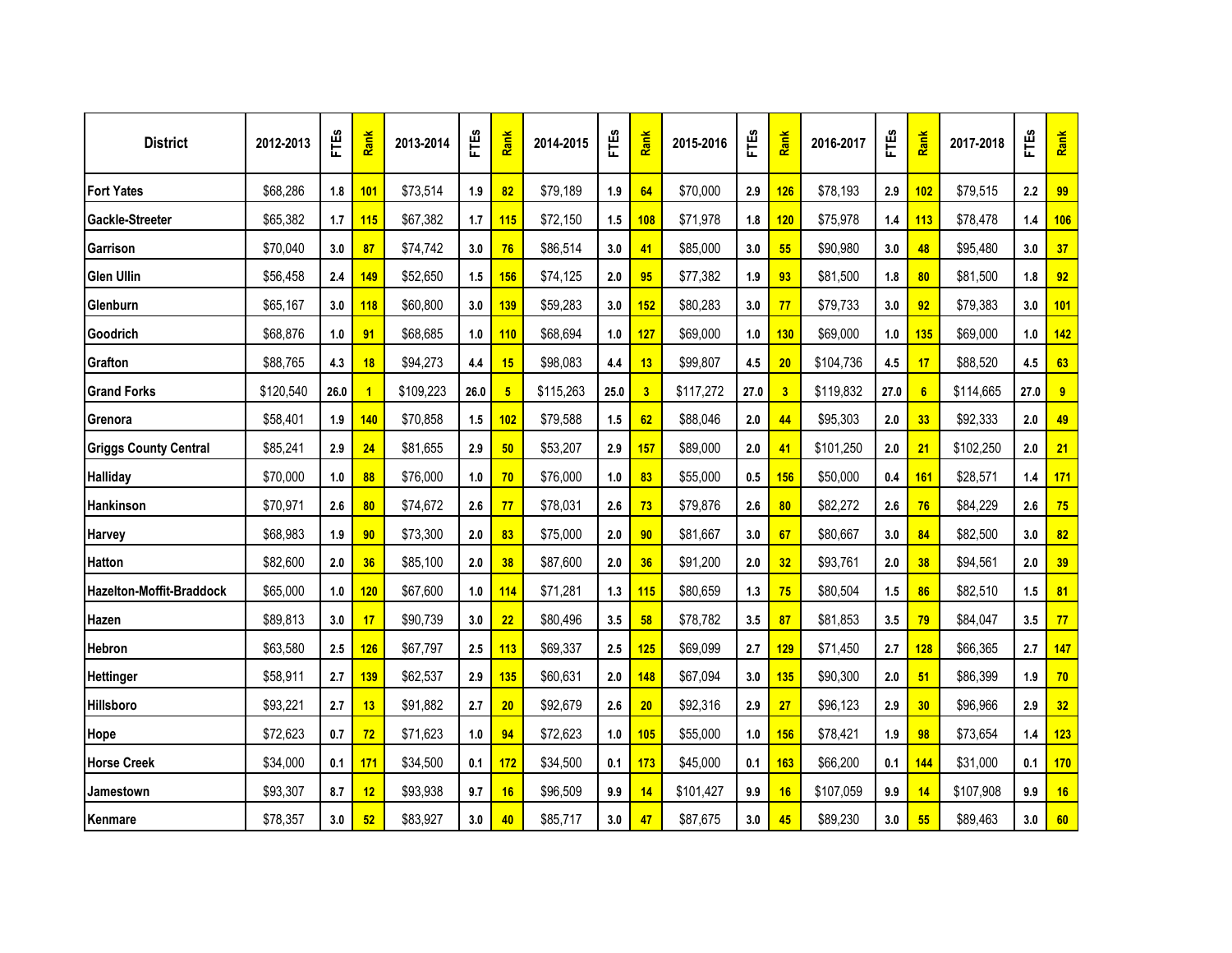| District | 2012-2013 | FTEs | Rank | 2013-2014 | FTEs | Rank | 2014-2015 | FTEs | Rank | 2015-2016 | FTEs | Rank | 2016-2017 | FTEs | Rank | 2017-2018 | FTEs | Rank |
|---|---|---|---|---|---|---|---|---|---|---|---|---|---|---|---|---|---|---|
| Fort Yates | $68,286 | 1.8 | 101 | $73,514 | 1.9 | 82 | $79,189 | 1.9 | 64 | $70,000 | 2.9 | 126 | $78,193 | 2.9 | 102 | $79,515 | 2.2 | 99 |
| Gackle-Streeter | $65,382 | 1.7 | 115 | $67,382 | 1.7 | 115 | $72,150 | 1.5 | 108 | $71,978 | 1.8 | 120 | $75,978 | 1.4 | 113 | $78,478 | 1.4 | 106 |
| Garrison | $70,040 | 3.0 | 87 | $74,742 | 3.0 | 76 | $86,514 | 3.0 | 41 | $85,000 | 3.0 | 55 | $90,980 | 3.0 | 48 | $95,480 | 3.0 | 37 |
| Glen Ullin | $56,458 | 2.4 | 149 | $52,650 | 1.5 | 156 | $74,125 | 2.0 | 95 | $77,382 | 1.9 | 93 | $81,500 | 1.8 | 80 | $81,500 | 1.8 | 92 |
| Glenburn | $65,167 | 3.0 | 118 | $60,800 | 3.0 | 139 | $59,283 | 3.0 | 152 | $80,283 | 3.0 | 77 | $79,733 | 3.0 | 92 | $79,383 | 3.0 | 101 |
| Goodrich | $68,876 | 1.0 | 91 | $68,685 | 1.0 | 110 | $68,694 | 1.0 | 127 | $69,000 | 1.0 | 130 | $69,000 | 1.0 | 135 | $69,000 | 1.0 | 142 |
| Grafton | $88,765 | 4.3 | 18 | $94,273 | 4.4 | 15 | $98,083 | 4.4 | 13 | $99,807 | 4.5 | 20 | $104,736 | 4.5 | 17 | $88,520 | 4.5 | 63 |
| Grand Forks | $120,540 | 26.0 | 1 | $109,223 | 26.0 | 5 | $115,263 | 25.0 | 3 | $117,272 | 27.0 | 3 | $119,832 | 27.0 | 6 | $114,665 | 27.0 | 9 |
| Grenora | $58,401 | 1.9 | 140 | $70,858 | 1.5 | 102 | $79,588 | 1.5 | 62 | $88,046 | 2.0 | 44 | $95,303 | 2.0 | 33 | $92,333 | 2.0 | 49 |
| Griggs County Central | $85,241 | 2.9 | 24 | $81,655 | 2.9 | 50 | $53,207 | 2.9 | 157 | $89,000 | 2.0 | 41 | $101,250 | 2.0 | 21 | $102,250 | 2.0 | 21 |
| Halliday | $70,000 | 1.0 | 88 | $76,000 | 1.0 | 70 | $76,000 | 1.0 | 83 | $55,000 | 0.5 | 156 | $50,000 | 0.4 | 161 | $28,571 | 1.4 | 171 |
| Hankinson | $70,971 | 2.6 | 80 | $74,672 | 2.6 | 77 | $78,031 | 2.6 | 73 | $79,876 | 2.6 | 80 | $82,272 | 2.6 | 76 | $84,229 | 2.6 | 75 |
| Harvey | $68,983 | 1.9 | 90 | $73,300 | 2.0 | 83 | $75,000 | 2.0 | 90 | $81,667 | 3.0 | 67 | $80,667 | 3.0 | 84 | $82,500 | 3.0 | 82 |
| Hatton | $82,600 | 2.0 | 36 | $85,100 | 2.0 | 38 | $87,600 | 2.0 | 36 | $91,200 | 2.0 | 32 | $93,761 | 2.0 | 38 | $94,561 | 2.0 | 39 |
| Hazelton-Moffit-Braddock | $65,000 | 1.0 | 120 | $67,600 | 1.0 | 114 | $71,281 | 1.3 | 115 | $80,659 | 1.3 | 75 | $80,504 | 1.5 | 86 | $82,510 | 1.5 | 81 |
| Hazen | $89,813 | 3.0 | 17 | $90,739 | 3.0 | 22 | $80,496 | 3.5 | 58 | $78,782 | 3.5 | 87 | $81,853 | 3.5 | 79 | $84,047 | 3.5 | 77 |
| Hebron | $63,580 | 2.5 | 126 | $67,797 | 2.5 | 113 | $69,337 | 2.5 | 125 | $69,099 | 2.7 | 129 | $71,450 | 2.7 | 128 | $66,365 | 2.7 | 147 |
| Hettinger | $58,911 | 2.7 | 139 | $62,537 | 2.9 | 135 | $60,631 | 2.0 | 148 | $67,094 | 3.0 | 135 | $90,300 | 2.0 | 51 | $86,399 | 1.9 | 70 |
| Hillsboro | $93,221 | 2.7 | 13 | $91,882 | 2.7 | 20 | $92,679 | 2.6 | 20 | $92,316 | 2.9 | 27 | $96,123 | 2.9 | 30 | $96,966 | 2.9 | 32 |
| Hope | $72,623 | 0.7 | 72 | $71,623 | 1.0 | 94 | $72,623 | 1.0 | 105 | $55,000 | 1.0 | 156 | $78,421 | 1.9 | 98 | $73,654 | 1.4 | 123 |
| Horse Creek | $34,000 | 0.1 | 171 | $34,500 | 0.1 | 172 | $34,500 | 0.1 | 173 | $45,000 | 0.1 | 163 | $66,200 | 0.1 | 144 | $31,000 | 0.1 | 170 |
| Jamestown | $93,307 | 8.7 | 12 | $93,938 | 9.7 | 16 | $96,509 | 9.9 | 14 | $101,427 | 9.9 | 16 | $107,059 | 9.9 | 14 | $107,908 | 9.9 | 16 |
| Kenmare | $78,357 | 3.0 | 52 | $83,927 | 3.0 | 40 | $85,717 | 3.0 | 47 | $87,675 | 3.0 | 45 | $89,230 | 3.0 | 55 | $89,463 | 3.0 | 60 |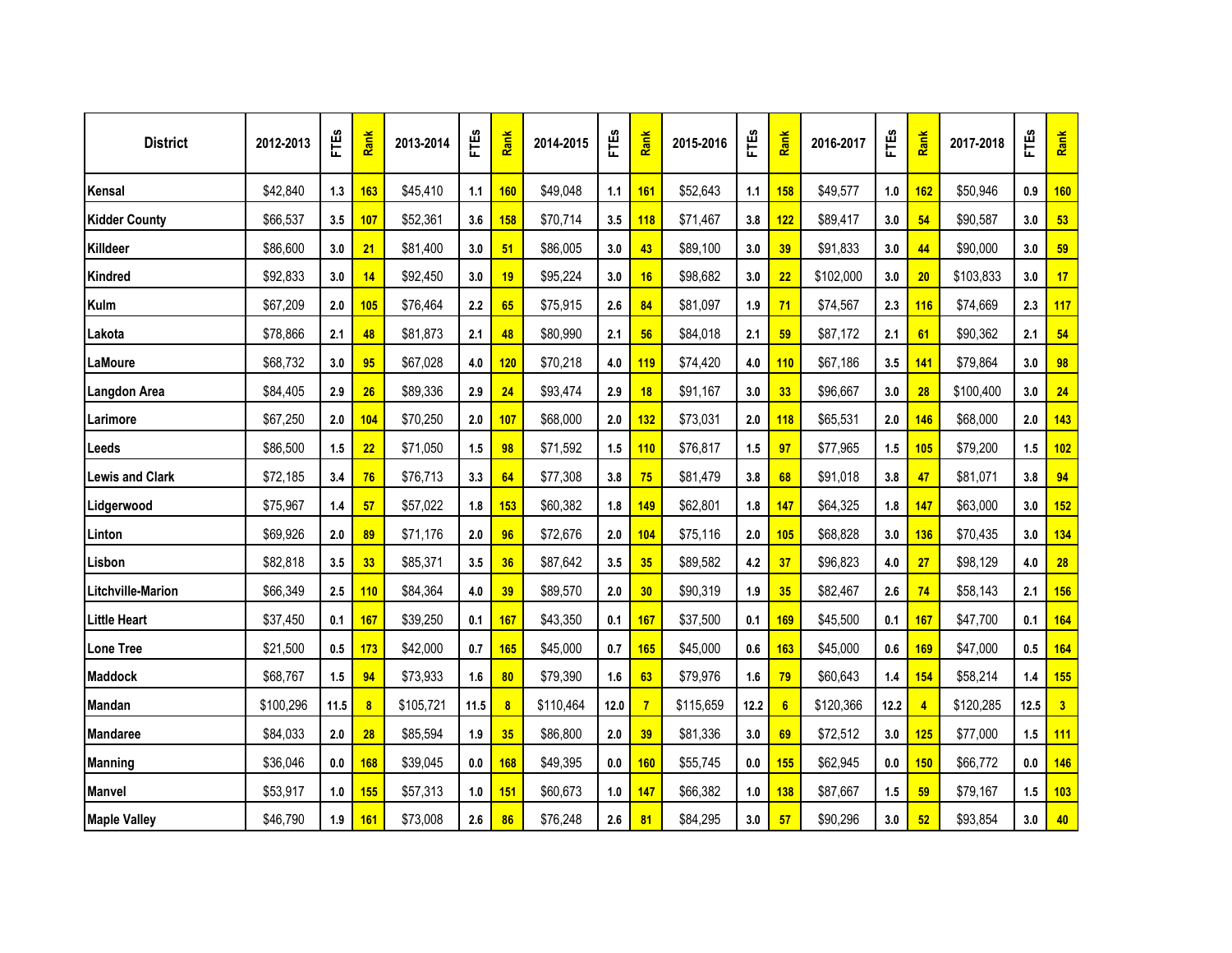| District | 2012-2013 | FTEs | Rank | 2013-2014 | FTEs | Rank | 2014-2015 | FTEs | Rank | 2015-2016 | FTEs | Rank | 2016-2017 | FTEs | Rank | 2017-2018 | FTEs | Rank |
|---|---|---|---|---|---|---|---|---|---|---|---|---|---|---|---|---|---|---|
| Kensal | $42,840 | 1.3 | 163 | $45,410 | 1.1 | 160 | $49,048 | 1.1 | 161 | $52,643 | 1.1 | 158 | $49,577 | 1.0 | 162 | $50,946 | 0.9 | 160 |
| Kidder County | $66,537 | 3.5 | 107 | $52,361 | 3.6 | 158 | $70,714 | 3.5 | 118 | $71,467 | 3.8 | 122 | $89,417 | 3.0 | 54 | $90,587 | 3.0 | 53 |
| Killdeer | $86,600 | 3.0 | 21 | $81,400 | 3.0 | 51 | $86,005 | 3.0 | 43 | $89,100 | 3.0 | 39 | $91,833 | 3.0 | 44 | $90,000 | 3.0 | 59 |
| Kindred | $92,833 | 3.0 | 14 | $92,450 | 3.0 | 19 | $95,224 | 3.0 | 16 | $98,682 | 3.0 | 22 | $102,000 | 3.0 | 20 | $103,833 | 3.0 | 17 |
| Kulm | $67,209 | 2.0 | 105 | $76,464 | 2.2 | 65 | $75,915 | 2.6 | 84 | $81,097 | 1.9 | 71 | $74,567 | 2.3 | 116 | $74,669 | 2.3 | 117 |
| Lakota | $78,866 | 2.1 | 48 | $81,873 | 2.1 | 48 | $80,990 | 2.1 | 56 | $84,018 | 2.1 | 59 | $87,172 | 2.1 | 61 | $90,362 | 2.1 | 54 |
| LaMoure | $68,732 | 3.0 | 95 | $67,028 | 4.0 | 120 | $70,218 | 4.0 | 119 | $74,420 | 4.0 | 110 | $67,186 | 3.5 | 141 | $79,864 | 3.0 | 98 |
| Langdon Area | $84,405 | 2.9 | 26 | $89,336 | 2.9 | 24 | $93,474 | 2.9 | 18 | $91,167 | 3.0 | 33 | $96,667 | 3.0 | 28 | $100,400 | 3.0 | 24 |
| Larimore | $67,250 | 2.0 | 104 | $70,250 | 2.0 | 107 | $68,000 | 2.0 | 132 | $73,031 | 2.0 | 118 | $65,531 | 2.0 | 146 | $68,000 | 2.0 | 143 |
| Leeds | $86,500 | 1.5 | 22 | $71,050 | 1.5 | 98 | $71,592 | 1.5 | 110 | $76,817 | 1.5 | 97 | $77,965 | 1.5 | 105 | $79,200 | 1.5 | 102 |
| Lewis and Clark | $72,185 | 3.4 | 76 | $76,713 | 3.3 | 64 | $77,308 | 3.8 | 75 | $81,479 | 3.8 | 68 | $91,018 | 3.8 | 47 | $81,071 | 3.8 | 94 |
| Lidgerwood | $75,967 | 1.4 | 57 | $57,022 | 1.8 | 153 | $60,382 | 1.8 | 149 | $62,801 | 1.8 | 147 | $64,325 | 1.8 | 147 | $63,000 | 3.0 | 152 |
| Linton | $69,926 | 2.0 | 89 | $71,176 | 2.0 | 96 | $72,676 | 2.0 | 104 | $75,116 | 2.0 | 105 | $68,828 | 3.0 | 136 | $70,435 | 3.0 | 134 |
| Lisbon | $82,818 | 3.5 | 33 | $85,371 | 3.5 | 36 | $87,642 | 3.5 | 35 | $89,582 | 4.2 | 37 | $96,823 | 4.0 | 27 | $98,129 | 4.0 | 28 |
| Litchville-Marion | $66,349 | 2.5 | 110 | $84,364 | 4.0 | 39 | $89,570 | 2.0 | 30 | $90,319 | 1.9 | 35 | $82,467 | 2.6 | 74 | $58,143 | 2.1 | 156 |
| Little Heart | $37,450 | 0.1 | 167 | $39,250 | 0.1 | 167 | $43,350 | 0.1 | 167 | $37,500 | 0.1 | 169 | $45,500 | 0.1 | 167 | $47,700 | 0.1 | 164 |
| Lone Tree | $21,500 | 0.5 | 173 | $42,000 | 0.7 | 165 | $45,000 | 0.7 | 165 | $45,000 | 0.6 | 163 | $45,000 | 0.6 | 169 | $47,000 | 0.5 | 164 |
| Maddock | $68,767 | 1.5 | 94 | $73,933 | 1.6 | 80 | $79,390 | 1.6 | 63 | $79,976 | 1.6 | 79 | $60,643 | 1.4 | 154 | $58,214 | 1.4 | 155 |
| Mandan | $100,296 | 11.5 | 8 | $105,721 | 11.5 | 8 | $110,464 | 12.0 | 7 | $115,659 | 12.2 | 6 | $120,366 | 12.2 | 4 | $120,285 | 12.5 | 3 |
| Mandaree | $84,033 | 2.0 | 28 | $85,594 | 1.9 | 35 | $86,800 | 2.0 | 39 | $81,336 | 3.0 | 69 | $72,512 | 3.0 | 125 | $77,000 | 1.5 | 111 |
| Manning | $36,046 | 0.0 | 168 | $39,045 | 0.0 | 168 | $49,395 | 0.0 | 160 | $55,745 | 0.0 | 155 | $62,945 | 0.0 | 150 | $66,772 | 0.0 | 146 |
| Manvel | $53,917 | 1.0 | 155 | $57,313 | 1.0 | 151 | $60,673 | 1.0 | 147 | $66,382 | 1.0 | 138 | $87,667 | 1.5 | 59 | $79,167 | 1.5 | 103 |
| Maple Valley | $46,790 | 1.9 | 161 | $73,008 | 2.6 | 86 | $76,248 | 2.6 | 81 | $84,295 | 3.0 | 57 | $90,296 | 3.0 | 52 | $93,854 | 3.0 | 40 |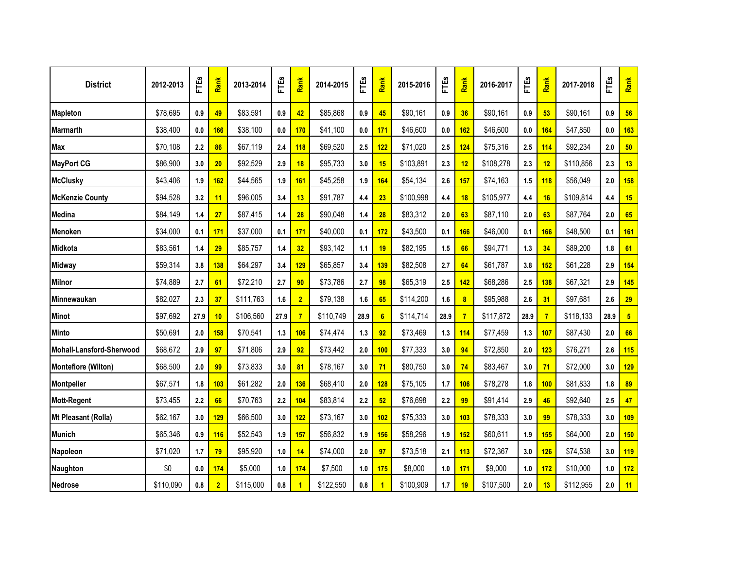| District | 2012-2013 | FTEs | Rank | 2013-2014 | FTEs | Rank | 2014-2015 | FTEs | Rank | 2015-2016 | FTEs | Rank | 2016-2017 | FTEs | Rank | 2017-2018 | FTEs | Rank |
|---|---|---|---|---|---|---|---|---|---|---|---|---|---|---|---|---|---|---|
| Mapleton | $78,695 | 0.9 | 49 | $83,591 | 0.9 | 42 | $85,868 | 0.9 | 45 | $90,161 | 0.9 | 36 | $90,161 | 0.9 | 53 | $90,161 | 0.9 | 56 |
| Marmarth | $38,400 | 0.0 | 166 | $38,100 | 0.0 | 170 | $41,100 | 0.0 | 171 | $46,600 | 0.0 | 162 | $46,600 | 0.0 | 164 | $47,850 | 0.0 | 163 |
| Max | $70,108 | 2.2 | 86 | $67,119 | 2.4 | 118 | $69,520 | 2.5 | 122 | $71,020 | 2.5 | 124 | $75,316 | 2.5 | 114 | $92,234 | 2.0 | 50 |
| MayPort CG | $86,900 | 3.0 | 20 | $92,529 | 2.9 | 18 | $95,733 | 3.0 | 15 | $103,891 | 2.3 | 12 | $108,278 | 2.3 | 12 | $110,856 | 2.3 | 13 |
| McClusky | $43,406 | 1.9 | 162 | $44,565 | 1.9 | 161 | $45,258 | 1.9 | 164 | $54,134 | 2.6 | 157 | $74,163 | 1.5 | 118 | $56,049 | 2.0 | 158 |
| McKenzie County | $94,528 | 3.2 | 11 | $96,005 | 3.4 | 13 | $91,787 | 4.4 | 23 | $100,998 | 4.4 | 18 | $105,977 | 4.4 | 16 | $109,814 | 4.4 | 15 |
| Medina | $84,149 | 1.4 | 27 | $87,415 | 1.4 | 28 | $90,048 | 1.4 | 28 | $83,312 | 2.0 | 63 | $87,110 | 2.0 | 63 | $87,764 | 2.0 | 65 |
| Menoken | $34,000 | 0.1 | 171 | $37,000 | 0.1 | 171 | $40,000 | 0.1 | 172 | $43,500 | 0.1 | 166 | $46,000 | 0.1 | 166 | $48,500 | 0.1 | 161 |
| Midkota | $83,561 | 1.4 | 29 | $85,757 | 1.4 | 32 | $93,142 | 1.1 | 19 | $82,195 | 1.5 | 66 | $94,771 | 1.3 | 34 | $89,200 | 1.8 | 61 |
| Midway | $59,314 | 3.8 | 138 | $64,297 | 3.4 | 129 | $65,857 | 3.4 | 139 | $82,508 | 2.7 | 64 | $61,787 | 3.8 | 152 | $61,228 | 2.9 | 154 |
| Milnor | $74,889 | 2.7 | 61 | $72,210 | 2.7 | 90 | $73,786 | 2.7 | 98 | $65,319 | 2.5 | 142 | $68,286 | 2.5 | 138 | $67,321 | 2.9 | 145 |
| Minnewaukan | $82,027 | 2.3 | 37 | $111,763 | 1.6 | 2 | $79,138 | 1.6 | 65 | $114,200 | 1.6 | 8 | $95,988 | 2.6 | 31 | $97,681 | 2.6 | 29 |
| Minot | $97,692 | 27.9 | 10 | $106,560 | 27.9 | 7 | $110,749 | 28.9 | 6 | $114,714 | 28.9 | 7 | $117,872 | 28.9 | 7 | $118,133 | 28.9 | 5 |
| Minto | $50,691 | 2.0 | 158 | $70,541 | 1.3 | 106 | $74,474 | 1.3 | 92 | $73,469 | 1.3 | 114 | $77,459 | 1.3 | 107 | $87,430 | 2.0 | 66 |
| Mohall-Lansford-Sherwood | $68,672 | 2.9 | 97 | $71,806 | 2.9 | 92 | $73,442 | 2.0 | 100 | $77,333 | 3.0 | 94 | $72,850 | 2.0 | 123 | $76,271 | 2.6 | 115 |
| Montefiore (Wilton) | $68,500 | 2.0 | 99 | $73,833 | 3.0 | 81 | $78,167 | 3.0 | 71 | $80,750 | 3.0 | 74 | $83,467 | 3.0 | 71 | $72,000 | 3.0 | 129 |
| Montpelier | $67,571 | 1.8 | 103 | $61,282 | 2.0 | 136 | $68,410 | 2.0 | 128 | $75,105 | 1.7 | 106 | $78,278 | 1.8 | 100 | $81,833 | 1.8 | 89 |
| Mott-Regent | $73,455 | 2.2 | 66 | $70,763 | 2.2 | 104 | $83,814 | 2.2 | 52 | $76,698 | 2.2 | 99 | $91,414 | 2.9 | 46 | $92,640 | 2.5 | 47 |
| Mt Pleasant (Rolla) | $62,167 | 3.0 | 129 | $66,500 | 3.0 | 122 | $73,167 | 3.0 | 102 | $75,333 | 3.0 | 103 | $78,333 | 3.0 | 99 | $78,333 | 3.0 | 109 |
| Munich | $65,346 | 0.9 | 116 | $52,543 | 1.9 | 157 | $56,832 | 1.9 | 156 | $58,296 | 1.9 | 152 | $60,611 | 1.9 | 155 | $64,000 | 2.0 | 150 |
| Napoleon | $71,020 | 1.7 | 79 | $95,920 | 1.0 | 14 | $74,000 | 2.0 | 97 | $73,518 | 2.1 | 113 | $72,367 | 3.0 | 126 | $74,538 | 3.0 | 119 |
| Naughton | $0 | 0.0 | 174 | $5,000 | 1.0 | 174 | $7,500 | 1.0 | 175 | $8,000 | 1.0 | 171 | $9,000 | 1.0 | 172 | $10,000 | 1.0 | 172 |
| Nedrose | $110,090 | 0.8 | 2 | $115,000 | 0.8 | 1 | $122,550 | 0.8 | 1 | $100,909 | 1.7 | 19 | $107,500 | 2.0 | 13 | $112,955 | 2.0 | 11 |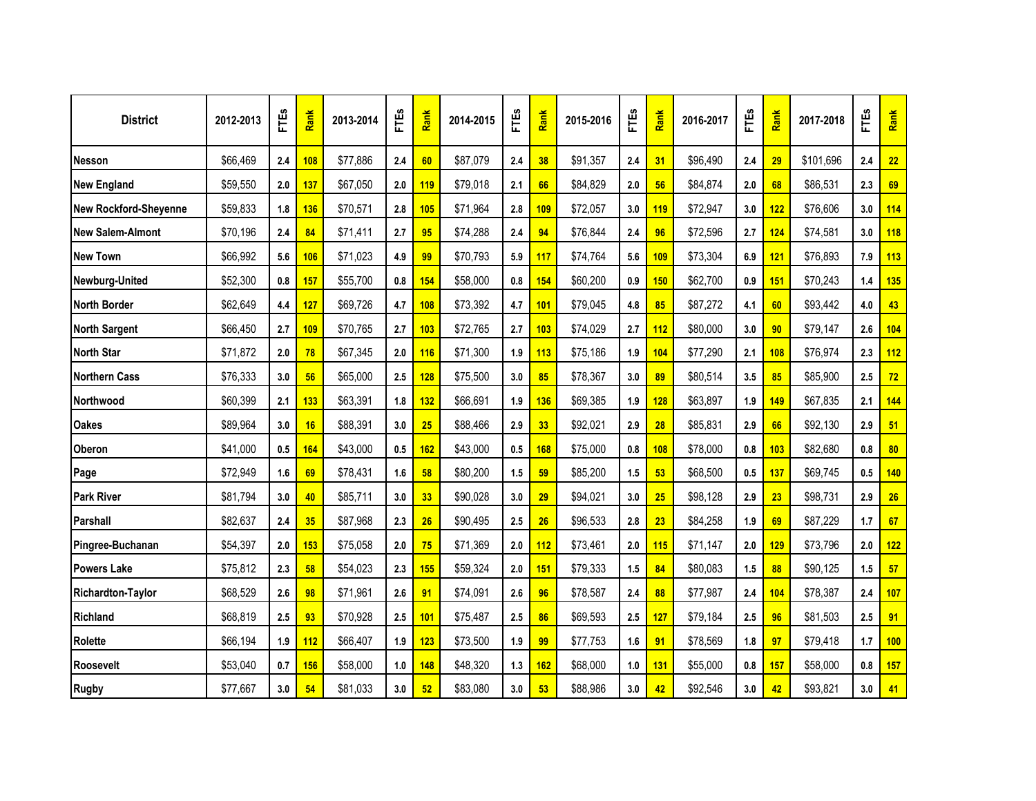| District | 2012-2013 | FTEs | Rank | 2013-2014 | FTEs | Rank | 2014-2015 | FTEs | Rank | 2015-2016 | FTEs | Rank | 2016-2017 | FTEs | Rank | 2017-2018 | FTEs | Rank |
|---|---|---|---|---|---|---|---|---|---|---|---|---|---|---|---|---|---|---|
| Nesson | $66,469 | 2.4 | 108 | $77,886 | 2.4 | 60 | $87,079 | 2.4 | 38 | $91,357 | 2.4 | 31 | $96,490 | 2.4 | 29 | $101,696 | 2.4 | 22 |
| New England | $59,550 | 2.0 | 137 | $67,050 | 2.0 | 119 | $79,018 | 2.1 | 66 | $84,829 | 2.0 | 56 | $84,874 | 2.0 | 68 | $86,531 | 2.3 | 69 |
| New Rockford-Sheyenne | $59,833 | 1.8 | 136 | $70,571 | 2.8 | 105 | $71,964 | 2.8 | 109 | $72,057 | 3.0 | 119 | $72,947 | 3.0 | 122 | $76,606 | 3.0 | 114 |
| New Salem-Almont | $70,196 | 2.4 | 84 | $71,411 | 2.7 | 95 | $74,288 | 2.4 | 94 | $76,844 | 2.4 | 96 | $72,596 | 2.7 | 124 | $74,581 | 3.0 | 118 |
| New Town | $66,992 | 5.6 | 106 | $71,023 | 4.9 | 99 | $70,793 | 5.9 | 117 | $74,764 | 5.6 | 109 | $73,304 | 6.9 | 121 | $76,893 | 7.9 | 113 |
| Newburg-United | $52,300 | 0.8 | 157 | $55,700 | 0.8 | 154 | $58,000 | 0.8 | 154 | $60,200 | 0.9 | 150 | $62,700 | 0.9 | 151 | $70,243 | 1.4 | 135 |
| North Border | $62,649 | 4.4 | 127 | $69,726 | 4.7 | 108 | $73,392 | 4.7 | 101 | $79,045 | 4.8 | 85 | $87,272 | 4.1 | 60 | $93,442 | 4.0 | 43 |
| North Sargent | $66,450 | 2.7 | 109 | $70,765 | 2.7 | 103 | $72,765 | 2.7 | 103 | $74,029 | 2.7 | 112 | $80,000 | 3.0 | 90 | $79,147 | 2.6 | 104 |
| North Star | $71,872 | 2.0 | 78 | $67,345 | 2.0 | 116 | $71,300 | 1.9 | 113 | $75,186 | 1.9 | 104 | $77,290 | 2.1 | 108 | $76,974 | 2.3 | 112 |
| Northern Cass | $76,333 | 3.0 | 56 | $65,000 | 2.5 | 128 | $75,500 | 3.0 | 85 | $78,367 | 3.0 | 89 | $80,514 | 3.5 | 85 | $85,900 | 2.5 | 72 |
| Northwood | $60,399 | 2.1 | 133 | $63,391 | 1.8 | 132 | $66,691 | 1.9 | 136 | $69,385 | 1.9 | 128 | $63,897 | 1.9 | 149 | $67,835 | 2.1 | 144 |
| Oakes | $89,964 | 3.0 | 16 | $88,391 | 3.0 | 25 | $88,466 | 2.9 | 33 | $92,021 | 2.9 | 28 | $85,831 | 2.9 | 66 | $92,130 | 2.9 | 51 |
| Oberon | $41,000 | 0.5 | 164 | $43,000 | 0.5 | 162 | $43,000 | 0.5 | 168 | $75,000 | 0.8 | 108 | $78,000 | 0.8 | 103 | $82,680 | 0.8 | 80 |
| Page | $72,949 | 1.6 | 69 | $78,431 | 1.6 | 58 | $80,200 | 1.5 | 59 | $85,200 | 1.5 | 53 | $68,500 | 0.5 | 137 | $69,745 | 0.5 | 140 |
| Park River | $81,794 | 3.0 | 40 | $85,711 | 3.0 | 33 | $90,028 | 3.0 | 29 | $94,021 | 3.0 | 25 | $98,128 | 2.9 | 23 | $98,731 | 2.9 | 26 |
| Parshall | $82,637 | 2.4 | 35 | $87,968 | 2.3 | 26 | $90,495 | 2.5 | 26 | $96,533 | 2.8 | 23 | $84,258 | 1.9 | 69 | $87,229 | 1.7 | 67 |
| Pingree-Buchanan | $54,397 | 2.0 | 153 | $75,058 | 2.0 | 75 | $71,369 | 2.0 | 112 | $73,461 | 2.0 | 115 | $71,147 | 2.0 | 129 | $73,796 | 2.0 | 122 |
| Powers Lake | $75,812 | 2.3 | 58 | $54,023 | 2.3 | 155 | $59,324 | 2.0 | 151 | $79,333 | 1.5 | 84 | $80,083 | 1.5 | 88 | $90,125 | 1.5 | 57 |
| Richardton-Taylor | $68,529 | 2.6 | 98 | $71,961 | 2.6 | 91 | $74,091 | 2.6 | 96 | $78,587 | 2.4 | 88 | $77,987 | 2.4 | 104 | $78,387 | 2.4 | 107 |
| Richland | $68,819 | 2.5 | 93 | $70,928 | 2.5 | 101 | $75,487 | 2.5 | 86 | $69,593 | 2.5 | 127 | $79,184 | 2.5 | 96 | $81,503 | 2.5 | 91 |
| Rolette | $66,194 | 1.9 | 112 | $66,407 | 1.9 | 123 | $73,500 | 1.9 | 99 | $77,753 | 1.6 | 91 | $78,569 | 1.8 | 97 | $79,418 | 1.7 | 100 |
| Roosevelt | $53,040 | 0.7 | 156 | $58,000 | 1.0 | 148 | $48,320 | 1.3 | 162 | $68,000 | 1.0 | 131 | $55,000 | 0.8 | 157 | $58,000 | 0.8 | 157 |
| Rugby | $77,667 | 3.0 | 54 | $81,033 | 3.0 | 52 | $83,080 | 3.0 | 53 | $88,986 | 3.0 | 42 | $92,546 | 3.0 | 42 | $93,821 | 3.0 | 41 |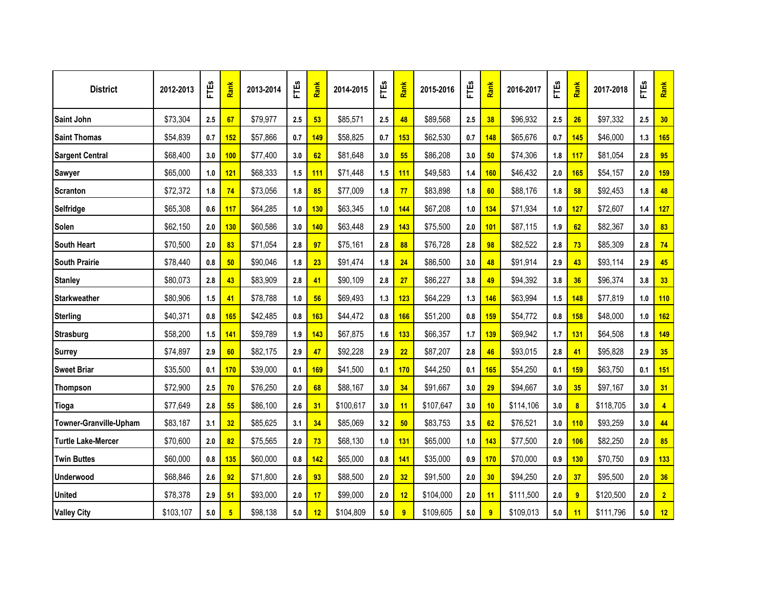| District | 2012-2013 | FTEs | Rank | 2013-2014 | FTEs | Rank | 2014-2015 | FTEs | Rank | 2015-2016 | FTEs | Rank | 2016-2017 | FTEs | Rank | 2017-2018 | FTEs | Rank |
|---|---|---|---|---|---|---|---|---|---|---|---|---|---|---|---|---|---|---|
| Saint John | $73,304 | 2.5 | 67 | $79,977 | 2.5 | 53 | $85,571 | 2.5 | 48 | $89,568 | 2.5 | 38 | $96,932 | 2.5 | 26 | $97,332 | 2.5 | 30 |
| Saint Thomas | $54,839 | 0.7 | 152 | $57,866 | 0.7 | 149 | $58,825 | 0.7 | 153 | $62,530 | 0.7 | 148 | $65,676 | 0.7 | 145 | $46,000 | 1.3 | 165 |
| Sargent Central | $68,400 | 3.0 | 100 | $77,400 | 3.0 | 62 | $81,648 | 3.0 | 55 | $86,208 | 3.0 | 50 | $74,306 | 1.8 | 117 | $81,054 | 2.8 | 95 |
| Sawyer | $65,000 | 1.0 | 121 | $68,333 | 1.5 | 111 | $71,448 | 1.5 | 111 | $49,583 | 1.4 | 160 | $46,432 | 2.0 | 165 | $54,157 | 2.0 | 159 |
| Scranton | $72,372 | 1.8 | 74 | $73,056 | 1.8 | 85 | $77,009 | 1.8 | 77 | $83,898 | 1.8 | 60 | $88,176 | 1.8 | 58 | $92,453 | 1.8 | 48 |
| Selfridge | $65,308 | 0.6 | 117 | $64,285 | 1.0 | 130 | $63,345 | 1.0 | 144 | $67,208 | 1.0 | 134 | $71,934 | 1.0 | 127 | $72,607 | 1.4 | 127 |
| Solen | $62,150 | 2.0 | 130 | $60,586 | 3.0 | 140 | $63,448 | 2.9 | 143 | $75,500 | 2.0 | 101 | $87,115 | 1.9 | 62 | $82,367 | 3.0 | 83 |
| South Heart | $70,500 | 2.0 | 83 | $71,054 | 2.8 | 97 | $75,161 | 2.8 | 88 | $76,728 | 2.8 | 98 | $82,522 | 2.8 | 73 | $85,309 | 2.8 | 74 |
| South Prairie | $78,440 | 0.8 | 50 | $90,046 | 1.8 | 23 | $91,474 | 1.8 | 24 | $86,500 | 3.0 | 48 | $91,914 | 2.9 | 43 | $93,114 | 2.9 | 45 |
| Stanley | $80,073 | 2.8 | 43 | $83,909 | 2.8 | 41 | $90,109 | 2.8 | 27 | $86,227 | 3.8 | 49 | $94,392 | 3.8 | 36 | $96,374 | 3.8 | 33 |
| Starkweather | $80,906 | 1.5 | 41 | $78,788 | 1.0 | 56 | $69,493 | 1.3 | 123 | $64,229 | 1.3 | 146 | $63,994 | 1.5 | 148 | $77,819 | 1.0 | 110 |
| Sterling | $40,371 | 0.8 | 165 | $42,485 | 0.8 | 163 | $44,472 | 0.8 | 166 | $51,200 | 0.8 | 159 | $54,772 | 0.8 | 158 | $48,000 | 1.0 | 162 |
| Strasburg | $58,200 | 1.5 | 141 | $59,789 | 1.9 | 143 | $67,875 | 1.6 | 133 | $66,357 | 1.7 | 139 | $69,942 | 1.7 | 131 | $64,508 | 1.8 | 149 |
| Surrey | $74,897 | 2.9 | 60 | $82,175 | 2.9 | 47 | $92,228 | 2.9 | 22 | $87,207 | 2.8 | 46 | $93,015 | 2.8 | 41 | $95,828 | 2.9 | 35 |
| Sweet Briar | $35,500 | 0.1 | 170 | $39,000 | 0.1 | 169 | $41,500 | 0.1 | 170 | $44,250 | 0.1 | 165 | $54,250 | 0.1 | 159 | $63,750 | 0.1 | 151 |
| Thompson | $72,900 | 2.5 | 70 | $76,250 | 2.0 | 68 | $88,167 | 3.0 | 34 | $91,667 | 3.0 | 29 | $94,667 | 3.0 | 35 | $97,167 | 3.0 | 31 |
| Tioga | $77,649 | 2.8 | 55 | $86,100 | 2.6 | 31 | $100,617 | 3.0 | 11 | $107,647 | 3.0 | 10 | $114,106 | 3.0 | 8 | $118,705 | 3.0 | 4 |
| Towner-Granville-Upham | $83,187 | 3.1 | 32 | $85,625 | 3.1 | 34 | $85,069 | 3.2 | 50 | $83,753 | 3.5 | 62 | $76,521 | 3.0 | 110 | $93,259 | 3.0 | 44 |
| Turtle Lake-Mercer | $70,600 | 2.0 | 82 | $75,565 | 2.0 | 73 | $68,130 | 1.0 | 131 | $65,000 | 1.0 | 143 | $77,500 | 2.0 | 106 | $82,250 | 2.0 | 85 |
| Twin Buttes | $60,000 | 0.8 | 135 | $60,000 | 0.8 | 142 | $65,000 | 0.8 | 141 | $35,000 | 0.9 | 170 | $70,000 | 0.9 | 130 | $70,750 | 0.9 | 133 |
| Underwood | $68,846 | 2.6 | 92 | $71,800 | 2.6 | 93 | $88,500 | 2.0 | 32 | $91,500 | 2.0 | 30 | $94,250 | 2.0 | 37 | $95,500 | 2.0 | 36 |
| United | $78,378 | 2.9 | 51 | $93,000 | 2.0 | 17 | $99,000 | 2.0 | 12 | $104,000 | 2.0 | 11 | $111,500 | 2.0 | 9 | $120,500 | 2.0 | 2 |
| Valley City | $103,107 | 5.0 | 5 | $98,138 | 5.0 | 12 | $104,809 | 5.0 | 9 | $109,605 | 5.0 | 9 | $109,013 | 5.0 | 11 | $111,796 | 5.0 | 12 |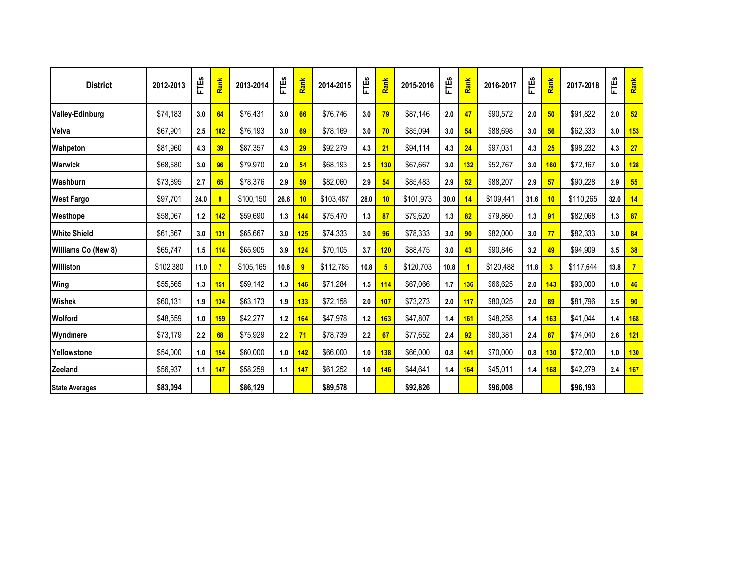| District | 2012-2013 | FTEs | Rank | 2013-2014 | FTEs | Rank | 2014-2015 | FTEs | Rank | 2015-2016 | FTEs | Rank | 2016-2017 | FTEs | Rank | 2017-2018 | FTEs | Rank |
|---|---|---|---|---|---|---|---|---|---|---|---|---|---|---|---|---|---|---|
| **Valley-Edinburg** | $74,183 | 3.0 | 64 | $76,431 | 3.0 | 66 | $76,746 | 3.0 | 79 | $87,146 | 2.0 | 47 | $90,572 | 2.0 | 50 | $91,822 | 2.0 | 52 |
| **Velva** | $67,901 | 2.5 | 102 | $76,193 | 3.0 | 69 | $78,169 | 3.0 | 70 | $85,094 | 3.0 | 54 | $88,698 | 3.0 | 56 | $62,333 | 3.0 | 153 |
| **Wahpeton** | $81,960 | 4.3 | 39 | $87,357 | 4.3 | 29 | $92,279 | 4.3 | 21 | $94,114 | 4.3 | 24 | $97,031 | 4.3 | 25 | $98,232 | 4.3 | 27 |
| **Warwick** | $68,680 | 3.0 | 96 | $79,970 | 2.0 | 54 | $68,193 | 2.5 | 130 | $67,667 | 3.0 | 132 | $52,767 | 3.0 | 160 | $72,167 | 3.0 | 128 |
| **Washburn** | $73,895 | 2.7 | 65 | $78,376 | 2.9 | 59 | $82,060 | 2.9 | 54 | $85,483 | 2.9 | 52 | $88,207 | 2.9 | 57 | $90,228 | 2.9 | 55 |
| **West Fargo** | $97,701 | 24.0 | 9 | $100,150 | 26.6 | 10 | $103,487 | 28.0 | 10 | $101,973 | 30.0 | 14 | $109,441 | 31.6 | 10 | $110,265 | 32.0 | 14 |
| **Westhope** | $58,067 | 1.2 | 142 | $59,690 | 1.3 | 144 | $75,470 | 1.3 | 87 | $79,620 | 1.3 | 82 | $79,860 | 1.3 | 91 | $82,068 | 1.3 | 87 |
| **White Shield** | $61,667 | 3.0 | 131 | $65,667 | 3.0 | 125 | $74,333 | 3.0 | 96 | $78,333 | 3.0 | 90 | $82,000 | 3.0 | 77 | $82,333 | 3.0 | 84 |
| **Williams Co (New 8)** | $65,747 | 1.5 | 114 | $65,905 | 3.9 | 124 | $70,105 | 3.7 | 120 | $88,475 | 3.0 | 43 | $90,846 | 3.2 | 49 | $94,909 | 3.5 | 38 |
| **Williston** | $102,380 | 11.0 | 7 | $105,165 | 10.8 | 9 | $112,785 | 10.8 | 5 | $120,703 | 10.8 | 1 | $120,488 | 11.8 | 3 | $117,644 | 13.8 | 7 |
| **Wing** | $55,565 | 1.3 | 151 | $59,142 | 1.3 | 146 | $71,284 | 1.5 | 114 | $67,066 | 1.7 | 136 | $66,625 | 2.0 | 143 | $93,000 | 1.0 | 46 |
| **Wishek** | $60,131 | 1.9 | 134 | $63,173 | 1.9 | 133 | $72,158 | 2.0 | 107 | $73,273 | 2.0 | 117 | $80,025 | 2.0 | 89 | $81,796 | 2.5 | 90 |
| **Wolford** | $48,559 | 1.0 | 159 | $42,277 | 1.2 | 164 | $47,978 | 1.2 | 163 | $47,807 | 1.4 | 161 | $48,258 | 1.4 | 163 | $41,044 | 1.4 | 168 |
| **Wyndmere** | $73,179 | 2.2 | 68 | $75,929 | 2.2 | 71 | $78,739 | 2.2 | 67 | $77,652 | 2.4 | 92 | $80,381 | 2.4 | 87 | $74,040 | 2.6 | 121 |
| **Yellowstone** | $54,000 | 1.0 | 154 | $60,000 | 1.0 | 142 | $66,000 | 1.0 | 138 | $66,000 | 0.8 | 141 | $70,000 | 0.8 | 130 | $72,000 | 1.0 | 130 |
| **Zeeland** | $56,937 | 1.1 | 147 | $58,259 | 1.1 | 147 | $61,252 | 1.0 | 146 | $44,641 | 1.4 | 164 | $45,011 | 1.4 | 168 | $42,279 | 2.4 | 167 |
| **State Averages** | **$83,094** | | | **$86,129** | | | **$89,578** | | | **$92,826** | | | **$96,008** | | | **$96,193** | | |